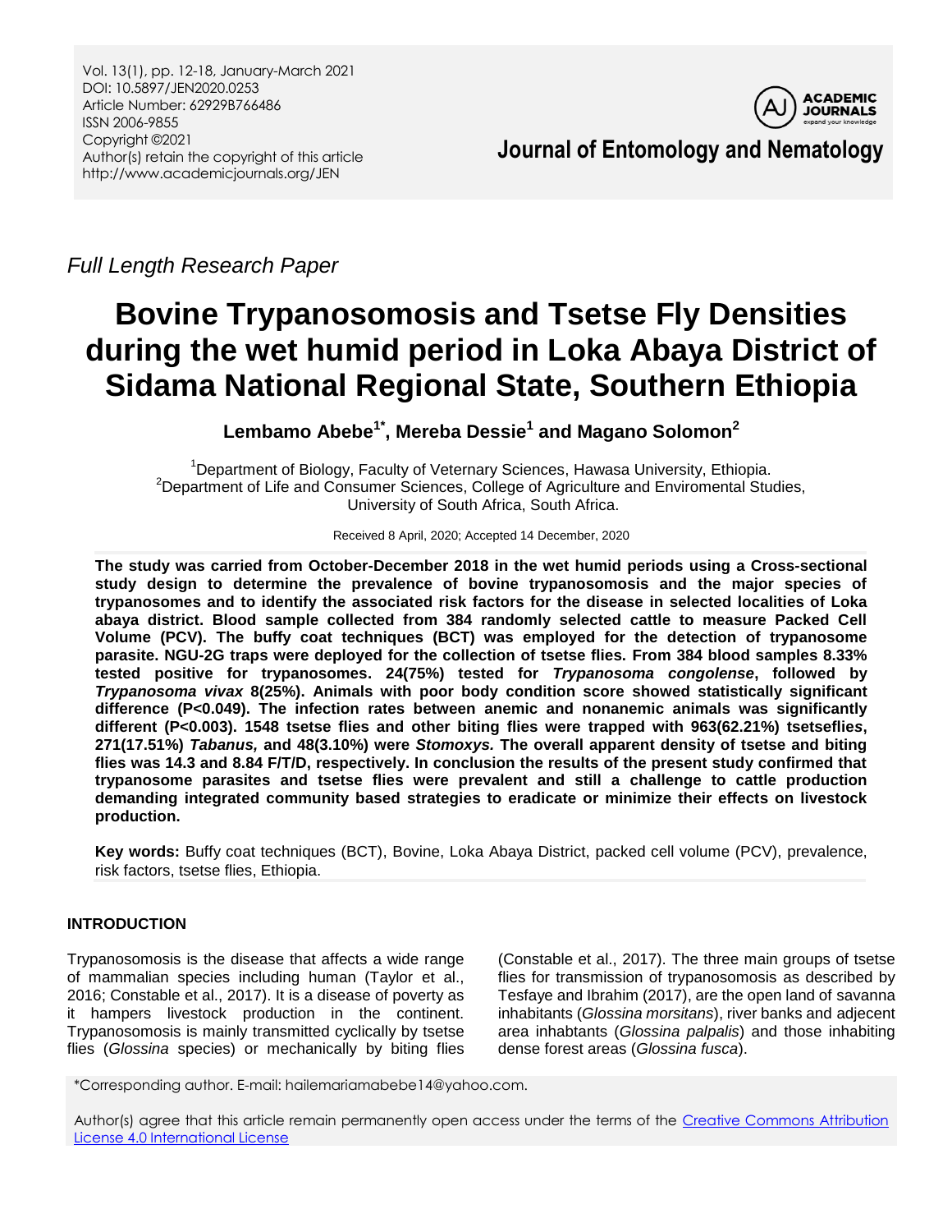*Full Length Research Paper*

# Bovine Trypanosomosis and Tsetse Fly Densities during the wet humid period in Loka Abaya District of Sidama National Regional State, Southern Ethiopia

**Lembamo Abebe[1*], Mereba Dessie[1] and Magano Solomon[2]**

[1]Department of Biology, Faculty of Veternary Sciences, Hawasa University, Ethiopia.
[2]Department of Life and Consumer Sciences, College of Agriculture and Enviromental Studies, University of South Africa, South Africa.

Received 8 April, 2020; Accepted 14 December, 2020

**The study was carried from October-December 2018 in the wet humid periods using a Cross-sectional study design to determine the prevalence of bovine trypanosomosis and the major species of trypanosomes and to identify the associated risk factors for the disease in selected localities of Loka abaya district. Blood sample collected from 384 randomly selected cattle to measure Packed Cell Volume (PCV). The buffy coat techniques (BCT) was employed for the detection of trypanosome parasite. NGU-2G traps were deployed for the collection of tsetse flies. From 384 blood samples 8.33% tested positive for trypanosomes. 24(75%) tested for *Trypanosoma congolense*, followed by *Trypanosoma vivax* 8(25%). Animals with poor body condition score showed statistically significant difference (P<0.049). The infection rates between anemic and nonanemic animals was significantly different (P<0.003). 1548 tsetse flies and other biting flies were trapped with 963(62.21%) tsetseflies, 271(17.51%) *Tabanus,* and 48(3.10%) were *Stomoxys.* The overall apparent density of tsetse and biting flies was 14.3 and 8.84 F/T/D, respectively. In conclusion the results of the present study confirmed that trypanosome parasites and tsetse flies were prevalent and still a challenge to cattle production demanding integrated community based strategies to eradicate or minimize their effects on livestock production.**

**Key words:** Buffy coat techniques (BCT), Bovine, Loka Abaya District, packed cell volume (PCV), prevalence, risk factors, tsetse flies, Ethiopia.

## INTRODUCTION

Trypanosomosis is the disease that affects a wide range of mammalian species including human (Taylor et al., 2016; Constable et al., 2017). It is a disease of poverty as it hampers livestock production in the continent. Trypanosomosis is mainly transmitted cyclically by tsetse flies (*Glossina* species) or mechanically by biting flies (Constable et al., 2017). The three main groups of tsetse flies for transmission of trypanosomosis as described by Tesfaye and Ibrahim (2017), are the open land of savanna inhabitants (*Glossina morsitans*), river banks and adjecent area inhabtants (*Glossina palpalis*) and those inhabiting dense forest areas (*Glossina fusca*).

*Corresponding author. E-mail: hailemariamabebe14@yahoo.com.

Author(s) agree that this article remain permanently open access under the terms of the Creative Commons Attribution License 4.0 International License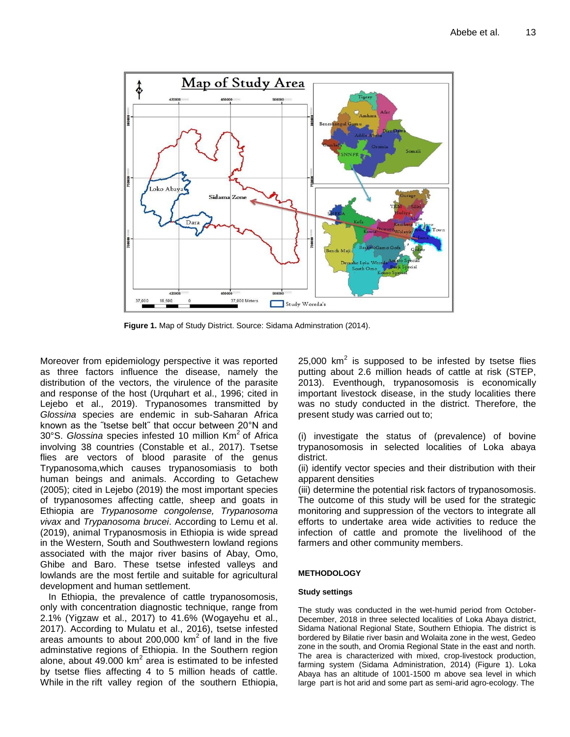**Figure 1.** Map of Study District. Source: Sidama Adminstration (2014).

Moreover from epidemiology perspective it was reported as three factors influence the disease, namely the distribution of the vectors, the virulence of the parasite and response of the host (Urquhart et al., 1996; cited in Lejebo et al., 2019). Trypanosomes transmitted by *Glossina* species are endemic in sub-Saharan Africa known as the ˝tsetse belt˝ that occur between 20°N and 30°S. *Glossina* species infested 10 million Km$^2$ of Africa involving 38 countries (Constable et al., 2017). Tsetse flies are vectors of blood parasite of the genus Trypanosoma,which causes trypanosomiasis to both human beings and animals. According to Getachew (2005); cited in Lejebo (2019) the most important species of trypanosomes affecting cattle, sheep and goats in Ethiopia are *Trypanosome congolense, Trypanosoma vivax* and *Trypanosoma brucei*. According to Lemu et al. (2019), animal Trypanosmosis in Ethiopia is wide spread in the Western, South and Southwestern lowland regions associated with the major river basins of Abay, Omo, Ghibe and Baro. These tsetse infested valleys and lowlands are the most fertile and suitable for agricultural development and human settlement.

In Ethiopia, the prevalence of cattle trypanosomosis, only with concentration diagnostic technique, range from 2.1% (Yigzaw et al., 2017) to 41.6% (Wogayehu et al., 2017). According to Mulatu et al., 2016), tsetse infested areas amounts to about 200,000 km$^2$ of land in the five adminstative regions of Ethiopia. In the Southern region alone, about 49.000 km$^2$ area is estimated to be infested by tsetse flies affecting 4 to 5 million heads of cattle. While in the rift valley region of the southern Ethiopia, 25,000 km$^2$ is supposed to be infested by tsetse flies putting about 2.6 million heads of cattle at risk (STEP, 2013). Eventhough, trypanosomosis is economically important livestock disease, in the study localities there was no study conducted in the district. Therefore, the present study was carried out to;

(i) investigate the status of (prevalence) of bovine trypanosomosis in selected localities of Loka abaya district.
(ii) identify vector species and their distribution with their apparent densities
(iii) determine the potential risk factors of trypanosomosis.
The outcome of this study will be used for the strategic monitoring and suppression of the vectors to integrate all efforts to undertake area wide activities to reduce the infection of cattle and promote the livelihood of the farmers and other community members.

## METHODOLOGY

### Study settings

The study was conducted in the wet-humid period from October-December, 2018 in three selected localities of Loka Abaya district, Sidama National Regional State, Southern Ethiopia. The district is bordered by Bilatie river basin and Wolaita zone in the west, Gedeo zone in the south, and Oromia Regional State in the east and north. The area is characterized with mixed, crop-livestock production, farming system (Sidama Administration, 2014) (Figure 1). Loka Abaya has an altitude of 1001-1500 m above sea level in which large part is hot arid and some part as semi-arid agro-ecology. The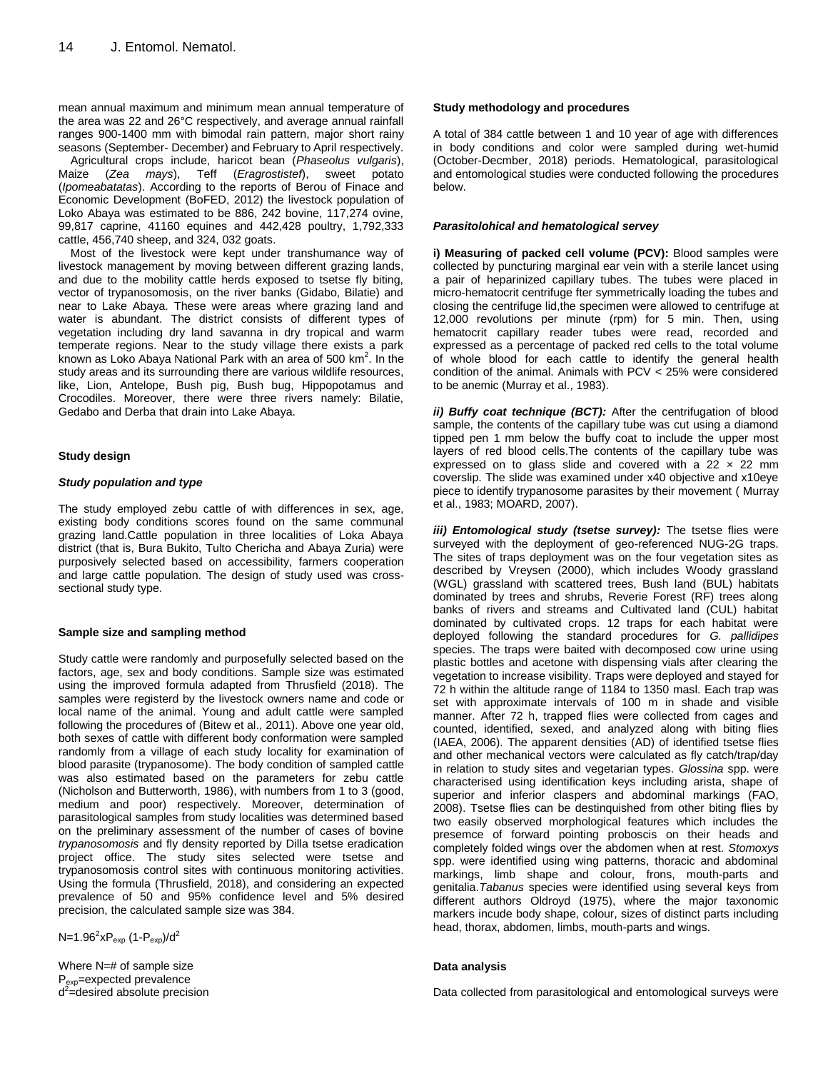mean annual maximum and minimum mean annual temperature of the area was 22 and 26°C respectively, and average annual rainfall ranges 900-1400 mm with bimodal rain pattern, major short rainy seasons (September- December) and February to April respectively.

Agricultural crops include, haricot bean (*Phaseolus vulgaris*), Maize (*Zea mays*), Teff (*Eragrostistef*), sweet potato (*Ipomeabatatas*). According to the reports of Berou of Finace and Economic Development (BoFED, 2012) the livestock population of Loko Abaya was estimated to be 886, 242 bovine, 117,274 ovine, 99,817 caprine, 41160 equines and 442,428 poultry, 1,792,333 cattle, 456,740 sheep, and 324, 032 goats.

Most of the livestock were kept under transhumance way of livestock management by moving between different grazing lands, and due to the mobility cattle herds exposed to tsetse fly biting, vector of trypanosomosis, on the river banks (Gidabo, Bilatie) and near to Lake Abaya. These were areas where grazing land and water is abundant. The district consists of different types of vegetation including dry land savanna in dry tropical and warm temperate regions. Near to the study village there exists a park known as Loko Abaya National Park with an area of 500 km$^2$. In the study areas and its surrounding there are various wildlife resources, like, Lion, Antelope, Bush pig, Bush bug, Hippopotamus and Crocodiles. Moreover, there were three rivers namely: Bilatie, Gedabo and Derba that drain into Lake Abaya.

## Study design

### *Study population and type*

The study employed zebu cattle of with differences in sex, age, existing body conditions scores found on the same communal grazing land.Cattle population in three localities of Loka Abaya district (that is, Bura Bukito, Tulto Chericha and Abaya Zuria) were purposively selected based on accessibility, farmers cooperation and large cattle population. The design of study used was cross-sectional study type.

### Sample size and sampling method

Study cattle were randomly and purposefully selected based on the factors, age, sex and body conditions. Sample size was estimated using the improved formula adapted from Thrusfield (2018). The samples were registerd by the livestock owners name and code or local name of the animal. Young and adult cattle were sampled following the procedures of (Bitew et al., 2011). Above one year old, both sexes of cattle with different body conformation were sampled randomly from a village of each study locality for examination of blood parasite (trypanosome). The body condition of sampled cattle was also estimated based on the parameters for zebu cattle (Nicholson and Butterworth, 1986), with numbers from 1 to 3 (good, medium and poor) respectively. Moreover, determination of parasitological samples from study localities was determined based on the preliminary assessment of the number of cases of bovine *trypanosomosis* and fly density reported by Dilla tsetse eradication project office. The study sites selected were tsetse and trypanosomosis control sites with continuous monitoring activities. Using the formula (Thrusfield, 2018), and considering an expected prevalence of 50 and 95% confidence level and 5% desired precision, the calculated sample size was 384.

$$N=1.96^2 x P_{exp} (1-P_{exp})/d^2$$

Where N=# of sample size
$P_{exp}$=expected prevalence
$d^2$=desired absolute precision

### Study methodology and procedures

A total of 384 cattle between 1 and 10 year of age with differences in body conditions and color were sampled during wet-humid (October-Decmber, 2018) periods. Hematological, parasitological and entomological studies were conducted following the procedures below.

### *Parasitolohical and hematological servey*

**i) Measuring of packed cell volume (PCV):** Blood samples were collected by puncturing marginal ear vein with a sterile lancet using a pair of heparinized capillary tubes. The tubes were placed in micro-hematocrit centrifuge fter symmetrically loading the tubes and closing the centrifuge lid,the specimen were allowed to centrifuge at 12,000 revolutions per minute (rpm) for 5 min. Then, using hematocrit capillary reader tubes were read, recorded and expressed as a percentage of packed red cells to the total volume of whole blood for each cattle to identify the general health condition of the animal. Animals with PCV < 25% were considered to be anemic (Murray et al., 1983).

***ii) Buffy coat technique (BCT):*** After the centrifugation of blood sample, the contents of the capillary tube was cut using a diamond tipped pen 1 mm below the buffy coat to include the upper most layers of red blood cells.The contents of the capillary tube was expressed on to glass slide and covered with a 22 × 22 mm coverslip. The slide was examined under x40 objective and x10eye piece to identify trypanosome parasites by their movement ( Murray et al., 1983; MOARD, 2007).

***iii) Entomological study (tsetse survey):*** The tsetse flies were surveyed with the deployment of geo-referenced NUG-2G traps. The sites of traps deployment was on the four vegetation sites as described by Vreysen (2000), which includes Woody grassland (WGL) grassland with scattered trees, Bush land (BUL) habitats dominated by trees and shrubs, Reverie Forest (RF) trees along banks of rivers and streams and Cultivated land (CUL) habitat dominated by cultivated crops. 12 traps for each habitat were deployed following the standard procedures for *G. pallidipes* species. The traps were baited with decomposed cow urine using plastic bottles and acetone with dispensing vials after clearing the vegetation to increase visibility. Traps were deployed and stayed for 72 h within the altitude range of 1184 to 1350 masl. Each trap was set with approximate intervals of 100 m in shade and visible manner. After 72 h, trapped flies were collected from cages and counted, identified, sexed, and analyzed along with biting flies (IAEA, 2006). The apparent densities (AD) of identified tsetse flies and other mechanical vectors were calculated as fly catch/trap/day in relation to study sites and vegetarian types. *Glossina* spp. were characterised using identification keys including arista, shape of superior and inferior claspers and abdominal markings (FAO, 2008). Tsetse flies can be destinquished from other biting flies by two easily observed morphological features which includes the presemce of forward pointing proboscis on their heads and completely folded wings over the abdomen when at rest. *Stomoxys* spp. were identified using wing patterns, thoracic and abdominal markings, limb shape and colour, frons, mouth-parts and genitalia.*Tabanus* species were identified using several keys from different authors Oldroyd (1975), where the major taxonomic markers incude body shape, colour, sizes of distinct parts including head, thorax, abdomen, limbs, mouth-parts and wings.

### Data analysis

Data collected from parasitological and entomological surveys were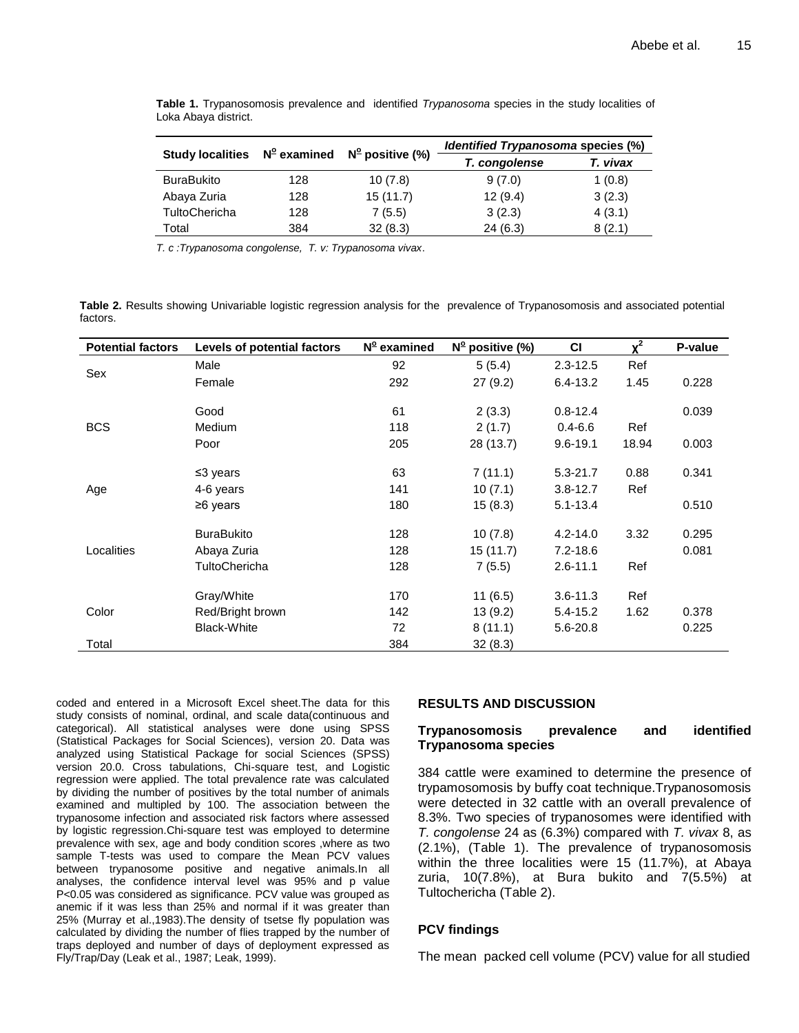**Table 1.** Trypanosomosis prevalence and identified *Trypanosoma* species in the study localities of Loka Abaya district.

| Study localities | Nº examined | Nº positive (%) | *Identified Trypanosoma species (%)* | |
|---|---|---|---|---|
| | | | *T. congolense* | *T. vivax* |
| BuraBukito | 128 | 10 (7.8) | 9 (7.0) | 1 (0.8) |
| Abaya Zuria | 128 | 15 (11.7) | 12 (9.4) | 3 (2.3) |
| TultoChericha | 128 | 7 (5.5) | 3 (2.3) | 4 (3.1) |
| Total | 384 | 32 (8.3) | 24 (6.3) | 8 (2.1) |

*T. c :Trypanosoma congolense, T. v: Trypanosoma vivax*.

**Table 2.** Results showing Univariable logistic regression analysis for the prevalence of Trypanosomosis and associated potential factors.

| Potential factors | Levels of potential factors | Nº examined | Nº positive (%) | CI | $\chi^2$ | P-value |
|---|---|---|---|---|---|---|
| Sex | Male | 92 | 5 (5.4) | 2.3-12.5 | Ref | |
| | Female | 292 | 27 (9.2) | 6.4-13.2 | 1.45 | 0.228 |
| BCS | Good | 61 | 2 (3.3) | 0.8-12.4 | | 0.039 |
| | Medium | 118 | 2 (1.7) | 0.4-6.6 | Ref | |
| | Poor | 205 | 28 (13.7) | 9.6-19.1 | 18.94 | 0.003 |
| Age | ≤3 years | 63 | 7 (11.1) | 5.3-21.7 | 0.88 | 0.341 |
| | 4-6 years | 141 | 10 (7.1) | 3.8-12.7 | Ref | |
| | ≥6 years | 180 | 15 (8.3) | 5.1-13.4 | | 0.510 |
| Localities | BuraBukito | 128 | 10 (7.8) | 4.2-14.0 | 3.32 | 0.295 |
| | Abaya Zuria | 128 | 15 (11.7) | 7.2-18.6 | | 0.081 |
| | TultoChericha | 128 | 7 (5.5) | 2.6-11.1 | Ref | |
| Color | Gray/White | 170 | 11 (6.5) | 3.6-11.3 | Ref | |
| | Red/Bright brown | 142 | 13 (9.2) | 5.4-15.2 | 1.62 | 0.378 |
| | Black-White | 72 | 8 (11.1) | 5.6-20.8 | | 0.225 |
| Total | | 384 | 32 (8.3) | | | |

coded and entered in a Microsoft Excel sheet.The data for this study consists of nominal, ordinal, and scale data(continuous and categorical). All statistical analyses were done using SPSS (Statistical Packages for Social Sciences), version 20. Data was analyzed using Statistical Package for social Sciences (SPSS) version 20.0. Cross tabulations, Chi-square test, and Logistic regression were applied. The total prevalence rate was calculated by dividing the number of positives by the total number of animals examined and multipled by 100. The association between the trypanosome infection and associated risk factors where assessed by logistic regression.Chi-square test was employed to determine prevalence with sex, age and body condition scores ,where as two sample T-tests was used to compare the Mean PCV values between trypanosome positive and negative animals.In all analyses, the confidence interval level was 95% and p value $P<0.05$ was considered as significance. PCV value was grouped as anemic if it was less than 25% and normal if it was greater than 25% (Murray et al.,1983).The density of tsetse fly population was calculated by dividing the number of flies trapped by the number of traps deployed and number of days of deployment expressed as Fly/Trap/Day (Leak et al., 1987; Leak, 1999).

## RESULTS AND DISCUSSION

### Trypanosomosis prevalence and identified Trypanosoma species

384 cattle were examined to determine the presence of trypamosomosis by buffy coat technique.Trypanosomosis were detected in 32 cattle with an overall prevalence of 8.3%. Two species of trypanosomes were identified with *T. congolense* 24 as (6.3%) compared with *T. vivax* 8, as (2.1%), (Table 1). The prevalence of trypanosomosis within the three localities were 15 (11.7%), at Abaya zuria, 10(7.8%), at Bura bukito and 7(5.5%) at Tultochericha (Table 2).

### PCV findings

The mean packed cell volume (PCV) value for all studied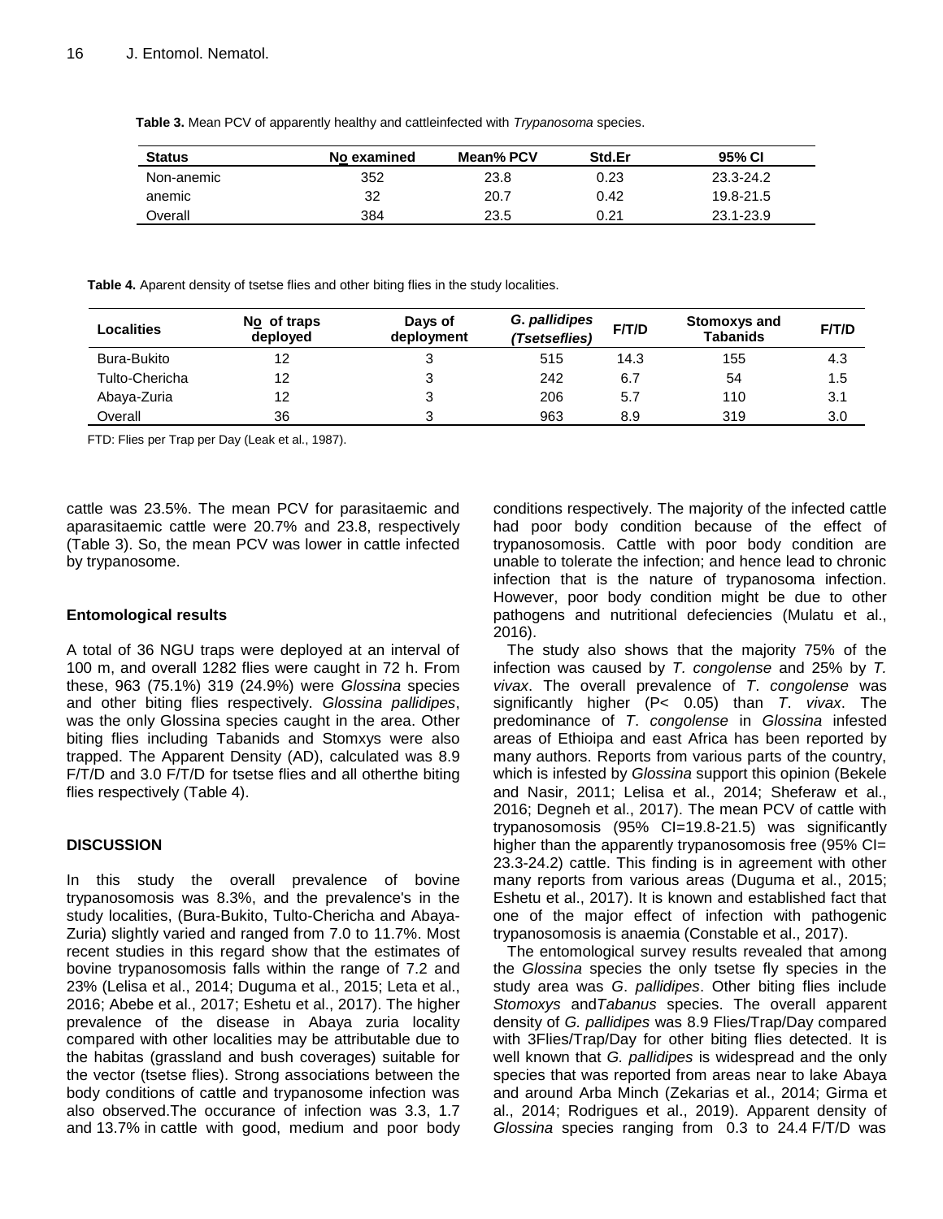**Table 3.** Mean PCV of apparently healthy and cattleinfected with *Trypanosoma* species.

| Status | No examined | Mean% PCV | Std.Er | 95% CI |
|---|---|---|---|---|
| Non-anemic | 352 | 23.8 | 0.23 | 23.3-24.2 |
| anemic | 32 | 20.7 | 0.42 | 19.8-21.5 |
| Overall | 384 | 23.5 | 0.21 | 23.1-23.9 |

**Table 4.** Aparent density of tsetse flies and other biting flies in the study localities.

| Localities | No of traps deployed | Days of deployment | *G. pallidipes (Tsetseflies)* | F/T/D | Stomoxys and Tabanids | F/T/D |
|---|---|---|---|---|---|---|
| Bura-Bukito | 12 | 3 | 515 | 14.3 | 155 | 4.3 |
| Tulto-Chericha | 12 | 3 | 242 | 6.7 | 54 | 1.5 |
| Abaya-Zuria | 12 | 3 | 206 | 5.7 | 110 | 3.1 |
| Overall | 36 | 3 | 963 | 8.9 | 319 | 3.0 |

FTD: Flies per Trap per Day (Leak et al., 1987).

cattle was 23.5%. The mean PCV for parasitaemic and aparasitaemic cattle were 20.7% and 23.8, respectively (Table 3). So, the mean PCV was lower in cattle infected by trypanosome.

### Entomological results

A total of 36 NGU traps were deployed at an interval of 100 m, and overall 1282 flies were caught in 72 h. From these, 963 (75.1%) 319 (24.9%) were *Glossina* species and other biting flies respectively. *Glossina pallidipes*, was the only Glossina species caught in the area. Other biting flies including Tabanids and Stomxys were also trapped. The Apparent Density (AD), calculated was 8.9 F/T/D and 3.0 F/T/D for tsetse flies and all otherthe biting flies respectively (Table 4).

## DISCUSSION

In this study the overall prevalence of bovine trypanosomosis was 8.3%, and the prevalence's in the study localities, (Bura-Bukito, Tulto-Chericha and Abaya-Zuria) slightly varied and ranged from 7.0 to 11.7%. Most recent studies in this regard show that the estimates of bovine trypanosomosis falls within the range of 7.2 and 23% (Lelisa et al., 2014; Duguma et al., 2015; Leta et al., 2016; Abebe et al., 2017; Eshetu et al., 2017). The higher prevalence of the disease in Abaya zuria locality compared with other localities may be attributable due to the habitas (grassland and bush coverages) suitable for the vector (tsetse flies). Strong associations between the body conditions of cattle and trypanosome infection was also observed.The occurance of infection was 3.3, 1.7 and 13.7% in cattle with good, medium and poor body conditions respectively. The majority of the infected cattle had poor body condition because of the effect of trypanosomosis. Cattle with poor body condition are unable to tolerate the infection; and hence lead to chronic infection that is the nature of trypanosoma infection. However, poor body condition might be due to other pathogens and nutritional defeciencies (Mulatu et al., 2016).

The study also shows that the majority 75% of the infection was caused by *T. congolense* and 25% by *T. vivax*. The overall prevalence of *T. congolense* was significantly higher (P< 0.05) than *T. vivax*. The predominance of *T. congolense* in *Glossina* infested areas of Ethioipa and east Africa has been reported by many authors. Reports from various parts of the country, which is infested by *Glossina* support this opinion (Bekele and Nasir, 2011; Lelisa et al., 2014; Sheferaw et al., 2016; Degneh et al., 2017). The mean PCV of cattle with trypanosomosis (95% CI=19.8-21.5) was significantly higher than the apparently trypanosomosis free (95% CI= 23.3-24.2) cattle. This finding is in agreement with other many reports from various areas (Duguma et al., 2015; Eshetu et al., 2017). It is known and established fact that one of the major effect of infection with pathogenic trypanosomosis is anaemia (Constable et al., 2017).

The entomological survey results revealed that among the *Glossina* species the only tsetse fly species in the study area was *G. pallidipes*. Other biting flies include *Stomoxys* and*Tabanus* species. The overall apparent density of *G. pallidipes* was 8.9 Flies/Trap/Day compared with 3Flies/Trap/Day for other biting flies detected. It is well known that *G. pallidipes* is widespread and the only species that was reported from areas near to lake Abaya and around Arba Minch (Zekarias et al., 2014; Girma et al., 2014; Rodrigues et al., 2019). Apparent density of *Glossina* species ranging from 0.3 to 24.4 F/T/D was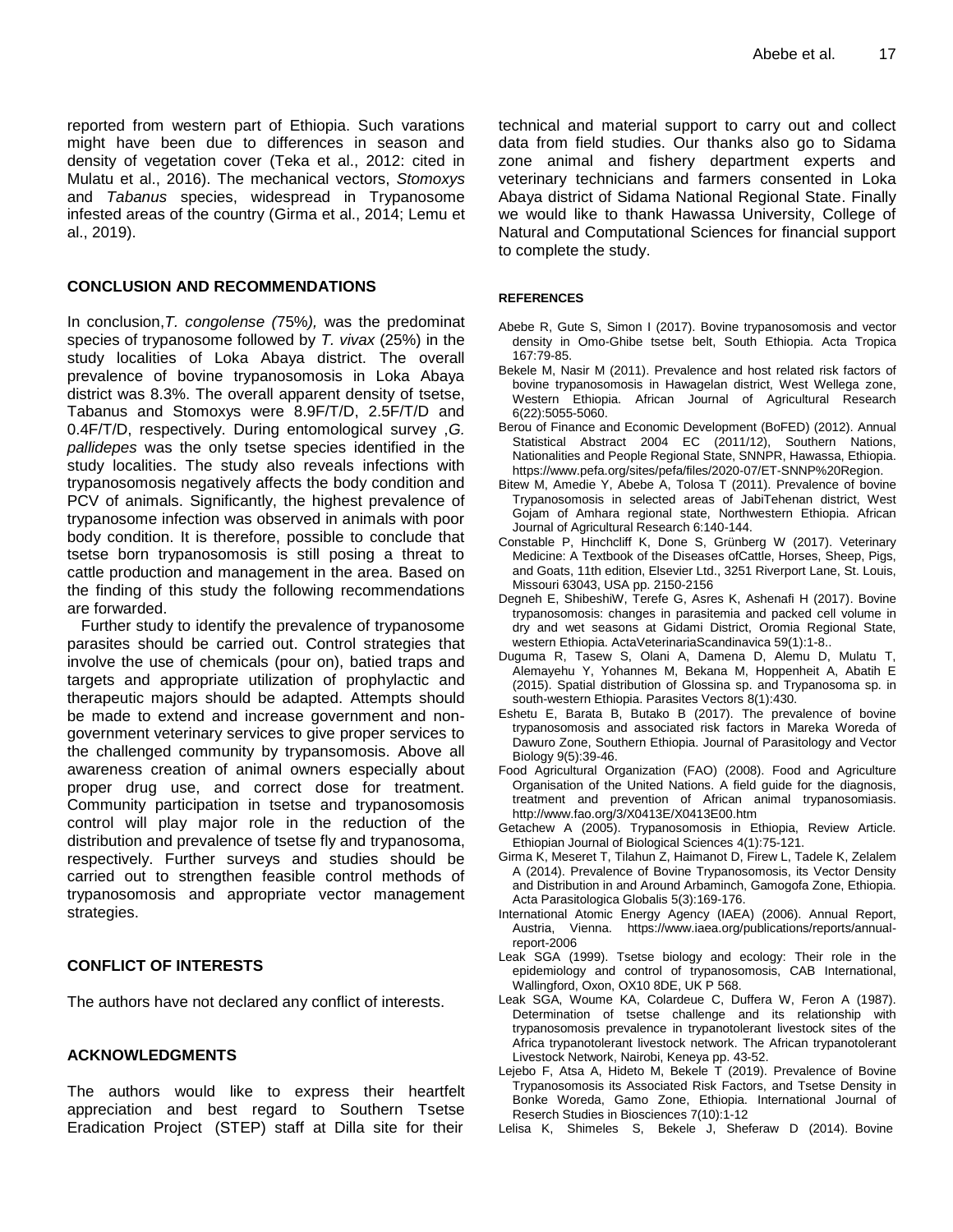reported from western part of Ethiopia. Such varations might have been due to differences in season and density of vegetation cover (Teka et al., 2012: cited in Mulatu et al., 2016). The mechanical vectors, *Stomoxys* and *Tabanus* species, widespread in Trypanosome infested areas of the country (Girma et al., 2014; Lemu et al., 2019).

## CONCLUSION AND RECOMMENDATIONS

In conclusion,*T. congolense (*75%*),* was the predominat species of trypanosome followed by *T. vivax* (25%) in the study localities of Loka Abaya district. The overall prevalence of bovine trypanosomosis in Loka Abaya district was 8.3%. The overall apparent density of tsetse, Tabanus and Stomoxys were 8.9F/T/D, 2.5F/T/D and 0.4F/T/D, respectively. During entomological survey ,*G. pallidepes* was the only tsetse species identified in the study localities. The study also reveals infections with trypanosomosis negatively affects the body condition and PCV of animals. Significantly, the highest prevalence of trypanosome infection was observed in animals with poor body condition. It is therefore, possible to conclude that tsetse born trypanosomosis is still posing a threat to cattle production and management in the area. Based on the finding of this study the following recommendations are forwarded.

Further study to identify the prevalence of trypanosome parasites should be carried out. Control strategies that involve the use of chemicals (pour on), batied traps and targets and appropriate utilization of prophylactic and therapeutic majors should be adapted. Attempts should be made to extend and increase government and non-government veterinary services to give proper services to the challenged community by trypansomosis. Above all awareness creation of animal owners especially about proper drug use, and correct dose for treatment. Community participation in tsetse and trypanosomosis control will play major role in the reduction of the distribution and prevalence of tsetse fly and trypanosoma, respectively. Further surveys and studies should be carried out to strengthen feasible control methods of trypanosomosis and appropriate vector management strategies.

## CONFLICT OF INTERESTS

The authors have not declared any conflict of interests.

## ACKNOWLEDGMENTS

The authors would like to express their heartfelt appreciation and best regard to Southern Tsetse Eradication Project (STEP) staff at Dilla site for their technical and material support to carry out and collect data from field studies. Our thanks also go to Sidama zone animal and fishery department experts and veterinary technicians and farmers consented in Loka Abaya district of Sidama National Regional State. Finally we would like to thank Hawassa University, College of Natural and Computational Sciences for financial support to complete the study.

## REFERENCES

Abebe R, Gute S, Simon I (2017). Bovine trypanosomosis and vector density in Omo-Ghibe tsetse belt, South Ethiopia. Acta Tropica 167:79-85.

Bekele M, Nasir M (2011). Prevalence and host related risk factors of bovine trypanosomosis in Hawagelan district, West Wellega zone, Western Ethiopia. African Journal of Agricultural Research 6(22):5055-5060.

Berou of Finance and Economic Development (BoFED) (2012). Annual Statistical Abstract 2004 EC (2011/12), Southern Nations, Nationalities and People Regional State, SNNPR, Hawassa, Ethiopia. https://www.pefa.org/sites/pefa/files/2020-07/ET-SNNP%20Region.

Bitew M, Amedie Y, Abebe A, Tolosa T (2011). Prevalence of bovine Trypanosomosis in selected areas of JabiTehenan district, West Gojam of Amhara regional state, Northwestern Ethiopia. African Journal of Agricultural Research 6:140-144.

Constable P, Hinchcliff K, Done S, Grünberg W (2017). Veterinary Medicine: A Textbook of the Diseases ofCattle, Horses, Sheep, Pigs, and Goats, 11th edition, Elsevier Ltd., 3251 Riverport Lane, St. Louis, Missouri 63043, USA pp. 2150-2156

Degneh E, ShibeshiW, Terefe G, Asres K, Ashenafi H (2017). Bovine trypanosomosis: changes in parasitemia and packed cell volume in dry and wet seasons at Gidami District, Oromia Regional State, western Ethiopia. ActaVeterinariaScandinavica 59(1):1-8..

Duguma R, Tasew S, Olani A, Damena D, Alemu D, Mulatu T, Alemayehu Y, Yohannes M, Bekana M, Hoppenheit A, Abatih E (2015). Spatial distribution of Glossina sp. and Trypanosoma sp. in south-western Ethiopia. Parasites Vectors 8(1):430.

Eshetu E, Barata B, Butako B (2017). The prevalence of bovine trypanosomosis and associated risk factors in Mareka Woreda of Dawuro Zone, Southern Ethiopia. Journal of Parasitology and Vector Biology 9(5):39-46.

Food Agricultural Organization (FAO) (2008). Food and Agriculture Organisation of the United Nations. A field guide for the diagnosis, treatment and prevention of African animal trypanosomiasis. http://www.fao.org/3/X0413E/X0413E00.htm

Getachew A (2005). Trypanosomosis in Ethiopia, Review Article. Ethiopian Journal of Biological Sciences 4(1):75-121.

Girma K, Meseret T, Tilahun Z, Haimanot D, Firew L, Tadele K, Zelalem A (2014). Prevalence of Bovine Trypanosomosis, its Vector Density and Distribution in and Around Arbaminch, Gamogofa Zone, Ethiopia. Acta Parasitologica Globalis 5(3):169-176.

International Atomic Energy Agency (IAEA) (2006). Annual Report, Austria, Vienna. https://www.iaea.org/publications/reports/annual-report-2006

Leak SGA (1999). Tsetse biology and ecology: Their role in the epidemiology and control of trypanosomosis, CAB International, Wallingford, Oxon, OX10 8DE, UK P 568.

Leak SGA, Woume KA, Colardeue C, Duffera W, Feron A (1987). Determination of tsetse challenge and its relationship with trypanosomosis prevalence in trypanotolerant livestock sites of the Africa trypanotolerant livestock network. The African trypanotolerant Livestock Network, Nairobi, Keneya pp. 43-52.

Lejebo F, Atsa A, Hideto M, Bekele T (2019). Prevalence of Bovine Trypanosomosis its Associated Risk Factors, and Tsetse Density in Bonke Woreda, Gamo Zone, Ethiopia. International Journal of Reserch Studies in Biosciences 7(10):1-12

Lelisa K, Shimeles S, Bekele J, Sheferaw D (2014). Bovine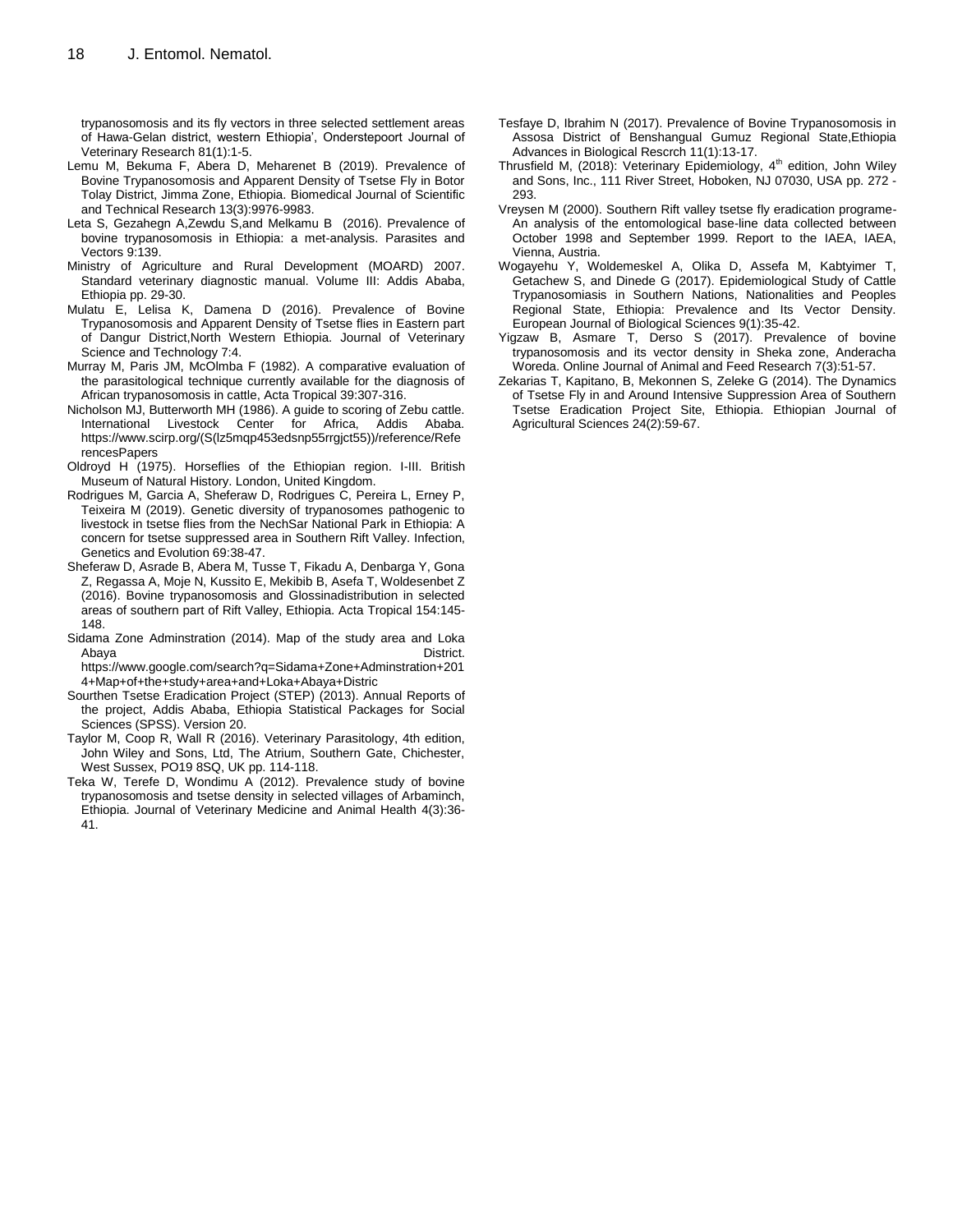trypanosomosis and its fly vectors in three selected settlement areas of Hawa-Gelan district, western Ethiopia', Onderstepoort Journal of Veterinary Research 81(1):1-5.

Lemu M, Bekuma F, Abera D, Meharenet B (2019). Prevalence of Bovine Trypanosomosis and Apparent Density of Tsetse Fly in Botor Tolay District, Jimma Zone, Ethiopia. Biomedical Journal of Scientific and Technical Research 13(3):9976-9983.

Leta S, Gezahegn A,Zewdu S,and Melkamu B (2016). Prevalence of bovine trypanosomosis in Ethiopia: a met-analysis. Parasites and Vectors 9:139.

Ministry of Agriculture and Rural Development (MOARD) 2007. Standard veterinary diagnostic manual. Volume III: Addis Ababa, Ethiopia pp. 29-30.

Mulatu E, Lelisa K, Damena D (2016). Prevalence of Bovine Trypanosomosis and Apparent Density of Tsetse flies in Eastern part of Dangur District,North Western Ethiopia. Journal of Veterinary Science and Technology 7:4.

Murray M, Paris JM, McOlmba F (1982). A comparative evaluation of the parasitological technique currently available for the diagnosis of African trypanosomosis in cattle, Acta Tropical 39:307-316.

Nicholson MJ, Butterworth MH (1986). A guide to scoring of Zebu cattle. International Livestock Center for Africa, Addis Ababa. https://www.scirp.org/(S(lz5mqp453edsnp55rrgjct55))/reference/ReferencesPapers

Oldroyd H (1975). Horseflies of the Ethiopian region. I-III. British Museum of Natural History. London, United Kingdom.

Rodrigues M, Garcia A, Sheferaw D, Rodrigues C, Pereira L, Erney P, Teixeira M (2019). Genetic diversity of trypanosomes pathogenic to livestock in tsetse flies from the NechSar National Park in Ethiopia: A concern for tsetse suppressed area in Southern Rift Valley. Infection, Genetics and Evolution 69:38-47.

Sheferaw D, Asrade B, Abera M, Tusse T, Fikadu A, Denbarga Y, Gona Z, Regassa A, Moje N, Kussito E, Mekibib B, Asefa T, Woldesenbet Z (2016). Bovine trypanosomosis and Glossinadistribution in selected areas of southern part of Rift Valley, Ethiopia. Acta Tropical 154:145-148.

Sidama Zone Adminstration (2014). Map of the study area and Loka Abaya District. https://www.google.com/search?q=Sidama+Zone+Adminstration+2014+Map+of+the+study+area+and+Loka+Abaya+Distric

Sourthen Tsetse Eradication Project (STEP) (2013). Annual Reports of the project, Addis Ababa, Ethiopia Statistical Packages for Social Sciences (SPSS). Version 20.

Taylor M, Coop R, Wall R (2016). Veterinary Parasitology, 4th edition, John Wiley and Sons, Ltd, The Atrium, Southern Gate, Chichester, West Sussex, PO19 8SQ, UK pp. 114-118.

Teka W, Terefe D, Wondimu A (2012). Prevalence study of bovine trypanosomosis and tsetse density in selected villages of Arbaminch, Ethiopia. Journal of Veterinary Medicine and Animal Health 4(3):36-41.

Tesfaye D, Ibrahim N (2017). Prevalence of Bovine Trypanosomosis in Assosa District of Benshangual Gumuz Regional State,Ethiopia Advances in Biological Rescrch 11(1):13-17.

Thrusfield M, (2018): Veterinary Epidemiology, 4th edition, John Wiley and Sons, Inc., 111 River Street, Hoboken, NJ 07030, USA pp. 272 - 293.

Vreysen M (2000). Southern Rift valley tsetse fly eradication programe- An analysis of the entomological base-line data collected between October 1998 and September 1999. Report to the IAEA, IAEA, Vienna, Austria.

Wogayehu Y, Woldemeskel A, Olika D, Assefa M, Kabtyimer T, Getachew S, and Dinede G (2017). Epidemiological Study of Cattle Trypanosomiasis in Southern Nations, Nationalities and Peoples Regional State, Ethiopia: Prevalence and Its Vector Density. European Journal of Biological Sciences 9(1):35-42.

Yigzaw B, Asmare T, Derso S (2017). Prevalence of bovine trypanosomosis and its vector density in Sheka zone, Anderacha Woreda. Online Journal of Animal and Feed Research 7(3):51-57.

Zekarias T, Kapitano, B, Mekonnen S, Zeleke G (2014). The Dynamics of Tsetse Fly in and Around Intensive Suppression Area of Southern Tsetse Eradication Project Site, Ethiopia. Ethiopian Journal of Agricultural Sciences 24(2):59-67.